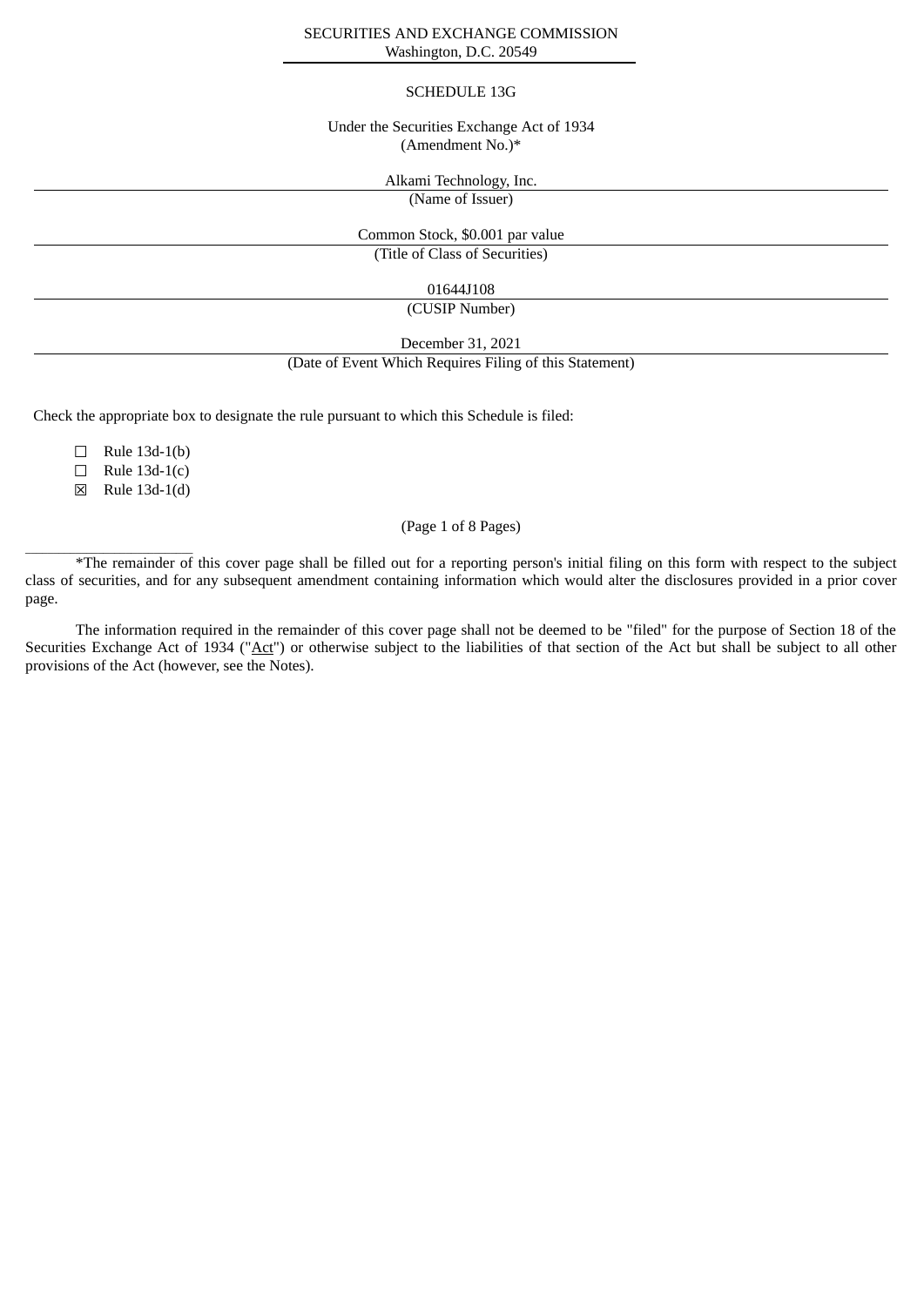SECURITIES AND EXCHANGE COMMISSION
Washington, D.C. 20549

SCHEDULE 13G

Under the Securities Exchange Act of 1934
(Amendment No.)*

Alkami Technology, Inc.
(Name of Issuer)

Common Stock, $0.001 par value
(Title of Class of Securities)

01644J108
(CUSIP Number)

December 31, 2021
(Date of Event Which Requires Filing of this Statement)

Check the appropriate box to designate the rule pursuant to which this Schedule is filed:

☐ Rule 13d-1(b)
☐ Rule 13d-1(c)
☒ Rule 13d-1(d)

(Page 1 of 8 Pages)

---

*The remainder of this cover page shall be filled out for a reporting person's initial filing on this form with respect to the subject class of securities, and for any subsequent amendment containing information which would alter the disclosures provided in a prior cover page.

The information required in the remainder of this cover page shall not be deemed to be "filed" for the purpose of Section 18 of the Securities Exchange Act of 1934 ("Act") or otherwise subject to the liabilities of that section of the Act but shall be subject to all other provisions of the Act (however, see the Notes).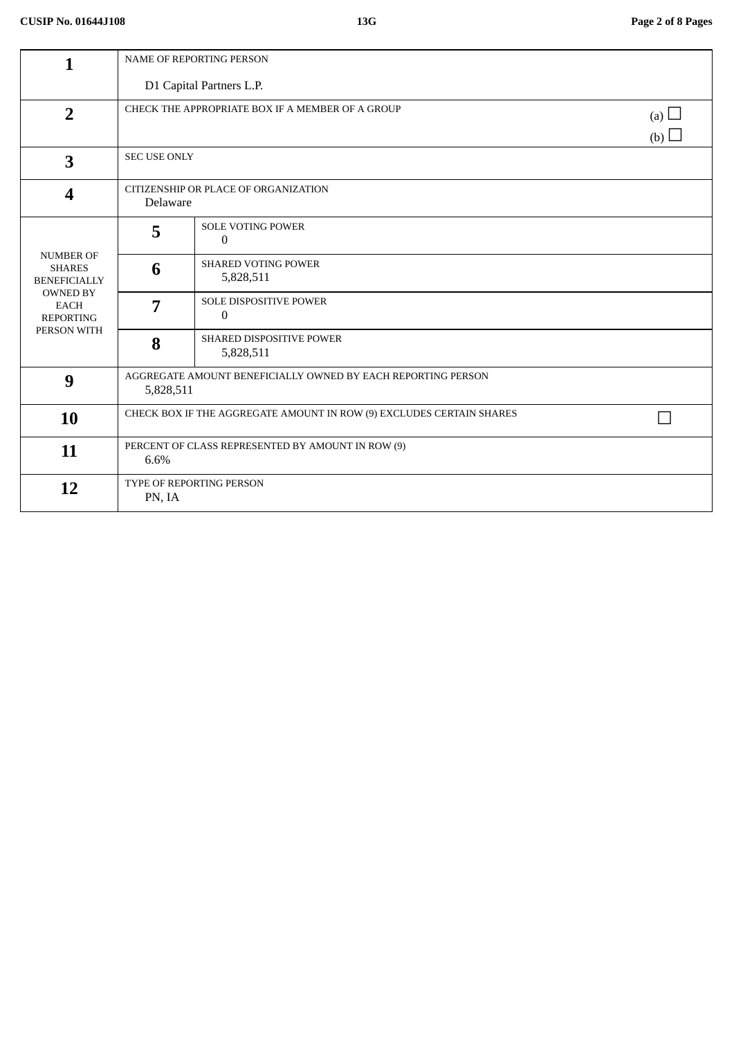| | | |
|---|---|---|
| **1** | NAME OF REPORTING PERSON<br><br>D1 Capital Partners L.P. | |
| **2** | CHECK THE APPROPRIATE BOX IF A MEMBER OF A GROUP | (a) ☐<br>(b) ☐ |
| **3** | SEC USE ONLY | |
| **4** | CITIZENSHIP OR PLACE OF ORGANIZATION<br>Delaware | |

| NUMBER OF SHARES BENEFICIALLY OWNED BY EACH REPORTING PERSON WITH | | |
|---|---|---|
| | **5** | SOLE VOTING POWER<br>0 |
| | **6** | SHARED VOTING POWER<br>5,828,511 |
| | **7** | SOLE DISPOSITIVE POWER<br>0 |
| | **8** | SHARED DISPOSITIVE POWER<br>5,828,511 |

| | | |
|---|---|---|
| **9** | AGGREGATE AMOUNT BENEFICIALLY OWNED BY EACH REPORTING PERSON<br>5,828,511 | |
| **10** | CHECK BOX IF THE AGGREGATE AMOUNT IN ROW (9) EXCLUDES CERTAIN SHARES | ☐ |
| **11** | PERCENT OF CLASS REPRESENTED BY AMOUNT IN ROW (9)<br>6.6% | |
| **12** | TYPE OF REPORTING PERSON<br>PN, IA | |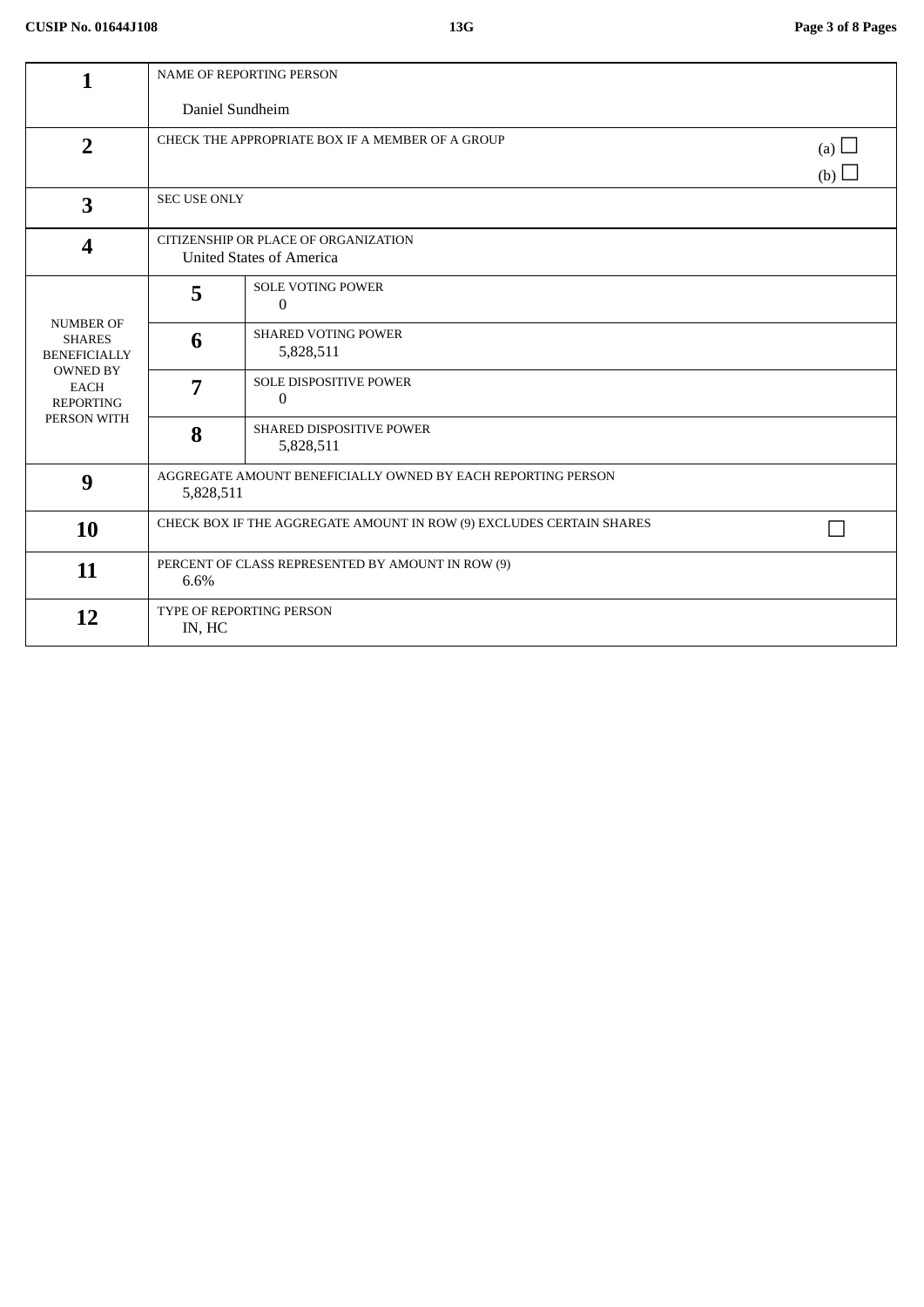| | | | |
|---|---|---|---|
| **1** | NAME OF REPORTING PERSON<br><br>Daniel Sundheim | | |
| **2** | CHECK THE APPROPRIATE BOX IF A MEMBER OF A GROUP | | (a) ☐<br>(b) ☐ |
| **3** | SEC USE ONLY | | |
| **4** | CITIZENSHIP OR PLACE OF ORGANIZATION<br>United States of America | | |
| NUMBER OF SHARES BENEFICIALLY OWNED BY EACH REPORTING PERSON WITH | **5** | SOLE VOTING POWER<br>0 | |
| | **6** | SHARED VOTING POWER<br>5,828,511 | |
| | **7** | SOLE DISPOSITIVE POWER<br>0 | |
| | **8** | SHARED DISPOSITIVE POWER<br>5,828,511 | |
| **9** | AGGREGATE AMOUNT BENEFICIALLY OWNED BY EACH REPORTING PERSON<br>5,828,511 | | |
| **10** | CHECK BOX IF THE AGGREGATE AMOUNT IN ROW (9) EXCLUDES CERTAIN SHARES | | ☐ |
| **11** | PERCENT OF CLASS REPRESENTED BY AMOUNT IN ROW (9)<br>6.6% | | |
| **12** | TYPE OF REPORTING PERSON<br>IN, HC | | |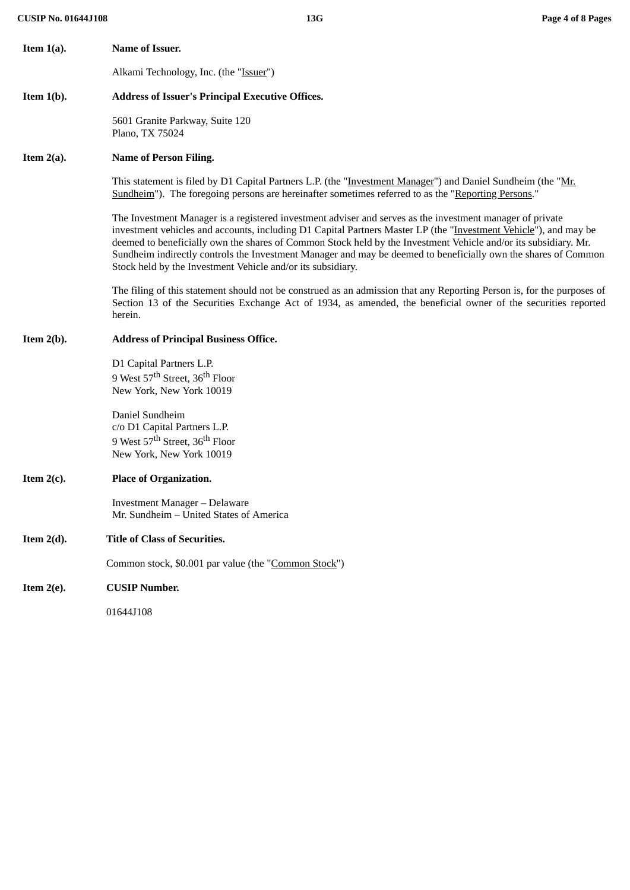**Item 1(a).** **Name of Issuer.**

Alkami Technology, Inc. (the "Issuer")

**Item 1(b).** **Address of Issuer's Principal Executive Offices.**

5601 Granite Parkway, Suite 120
Plano, TX 75024

**Item 2(a).** **Name of Person Filing.**

This statement is filed by D1 Capital Partners L.P. (the "Investment Manager") and Daniel Sundheim (the "Mr. Sundheim"). The foregoing persons are hereinafter sometimes referred to as the "Reporting Persons."

The Investment Manager is a registered investment adviser and serves as the investment manager of private investment vehicles and accounts, including D1 Capital Partners Master LP (the "Investment Vehicle"), and may be deemed to beneficially own the shares of Common Stock held by the Investment Vehicle and/or its subsidiary. Mr. Sundheim indirectly controls the Investment Manager and may be deemed to beneficially own the shares of Common Stock held by the Investment Vehicle and/or its subsidiary.

The filing of this statement should not be construed as an admission that any Reporting Person is, for the purposes of Section 13 of the Securities Exchange Act of 1934, as amended, the beneficial owner of the securities reported herein.

**Item 2(b).** **Address of Principal Business Office.**

D1 Capital Partners L.P.
9 West 57th Street, 36th Floor
New York, New York 10019

Daniel Sundheim
c/o D1 Capital Partners L.P.
9 West 57th Street, 36th Floor
New York, New York 10019

**Item 2(c).** **Place of Organization.**

Investment Manager – Delaware
Mr. Sundheim – United States of America

**Item 2(d).** **Title of Class of Securities.**

Common stock, $0.001 par value (the "Common Stock")

**Item 2(e).** **CUSIP Number.**

01644J108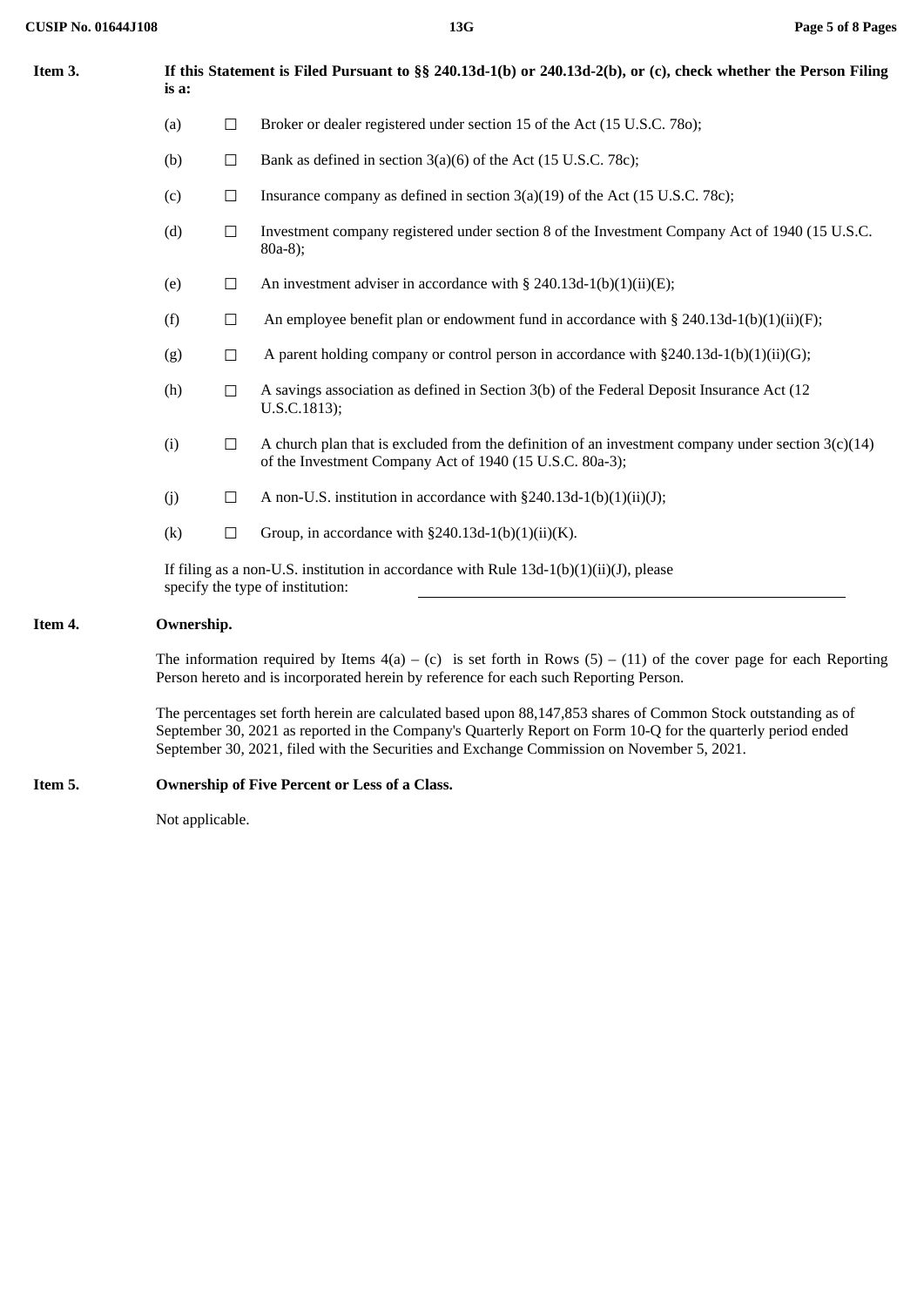**Item 3.** **If this Statement is Filed Pursuant to §§ 240.13d-1(b) or 240.13d-2(b), or (c), check whether the Person Filing is a:**

(a) ☐ Broker or dealer registered under section 15 of the Act (15 U.S.C. 78o);

(b) ☐ Bank as defined in section 3(a)(6) of the Act (15 U.S.C. 78c);

(c) ☐ Insurance company as defined in section 3(a)(19) of the Act (15 U.S.C. 78c);

(d) ☐ Investment company registered under section 8 of the Investment Company Act of 1940 (15 U.S.C. 80a-8);

(e) ☐ An investment adviser in accordance with § 240.13d-1(b)(1)(ii)(E);

(f) ☐ An employee benefit plan or endowment fund in accordance with § 240.13d-1(b)(1)(ii)(F);

(g) ☐ A parent holding company or control person in accordance with §240.13d-1(b)(1)(ii)(G);

(h) ☐ A savings association as defined in Section 3(b) of the Federal Deposit Insurance Act (12 U.S.C.1813);

(i) ☐ A church plan that is excluded from the definition of an investment company under section 3(c)(14) of the Investment Company Act of 1940 (15 U.S.C. 80a-3);

(j) ☐ A non-U.S. institution in accordance with §240.13d-1(b)(1)(ii)(J);

(k) ☐ Group, in accordance with §240.13d-1(b)(1)(ii)(K).

If filing as a non-U.S. institution in accordance with Rule 13d-1(b)(1)(ii)(J), please specify the type of institution: \_\_\_\_\_\_\_\_\_\_\_\_\_\_\_\_\_\_\_\_\_\_\_\_\_\_\_\_\_\_

**Item 4.** **Ownership.**

The information required by Items 4(a) – (c) is set forth in Rows (5) – (11) of the cover page for each Reporting Person hereto and is incorporated herein by reference for each such Reporting Person.

The percentages set forth herein are calculated based upon 88,147,853 shares of Common Stock outstanding as of September 30, 2021 as reported in the Company's Quarterly Report on Form 10-Q for the quarterly period ended September 30, 2021, filed with the Securities and Exchange Commission on November 5, 2021.

**Item 5.** **Ownership of Five Percent or Less of a Class.**

Not applicable.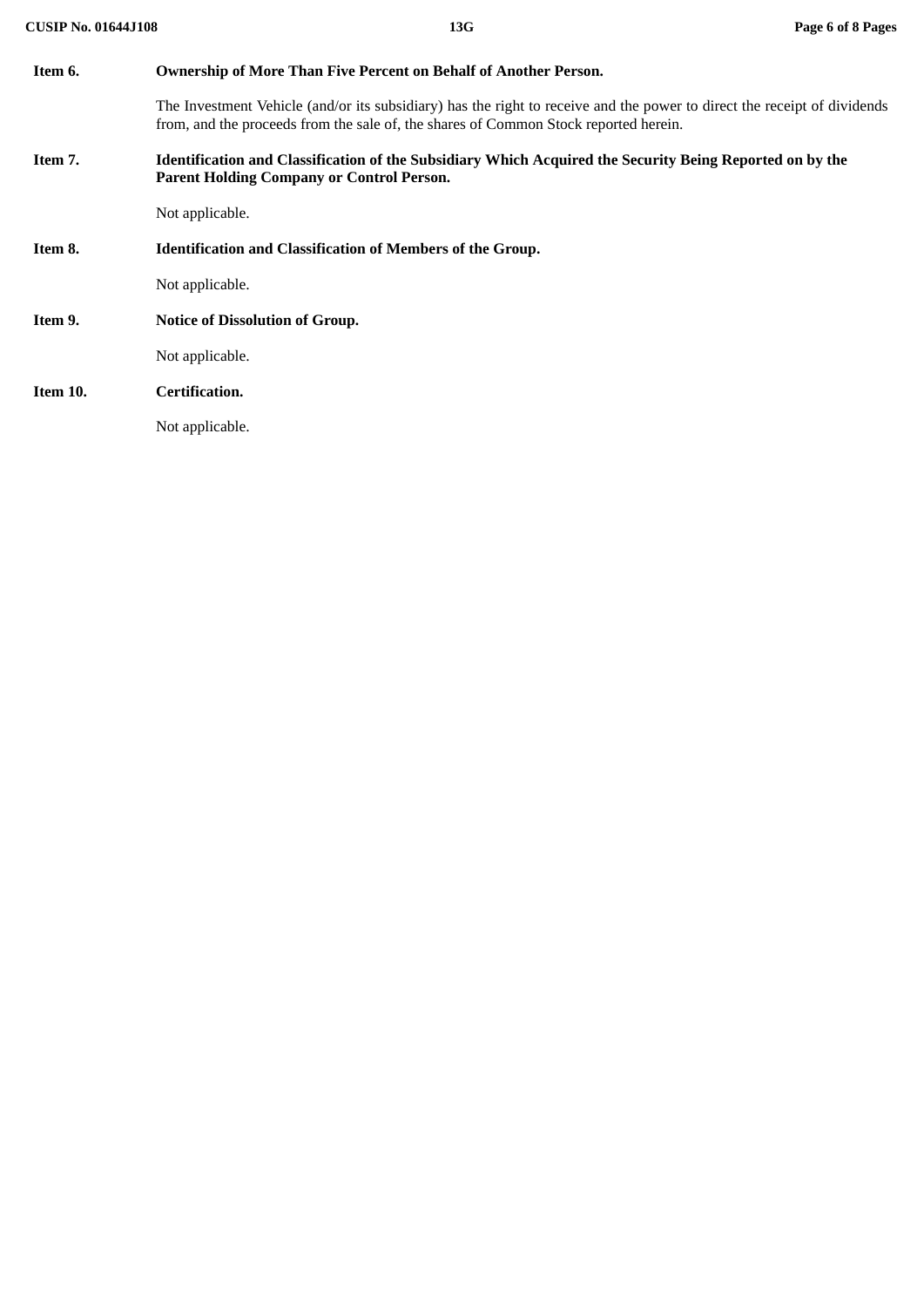**Item 6. Ownership of More Than Five Percent on Behalf of Another Person.**

The Investment Vehicle (and/or its subsidiary) has the right to receive and the power to direct the receipt of dividends from, and the proceeds from the sale of, the shares of Common Stock reported herein.

**Item 7. Identification and Classification of the Subsidiary Which Acquired the Security Being Reported on by the Parent Holding Company or Control Person.**

Not applicable.

**Item 8. Identification and Classification of Members of the Group.**

Not applicable.

**Item 9. Notice of Dissolution of Group.**

Not applicable.

**Item 10. Certification.**

Not applicable.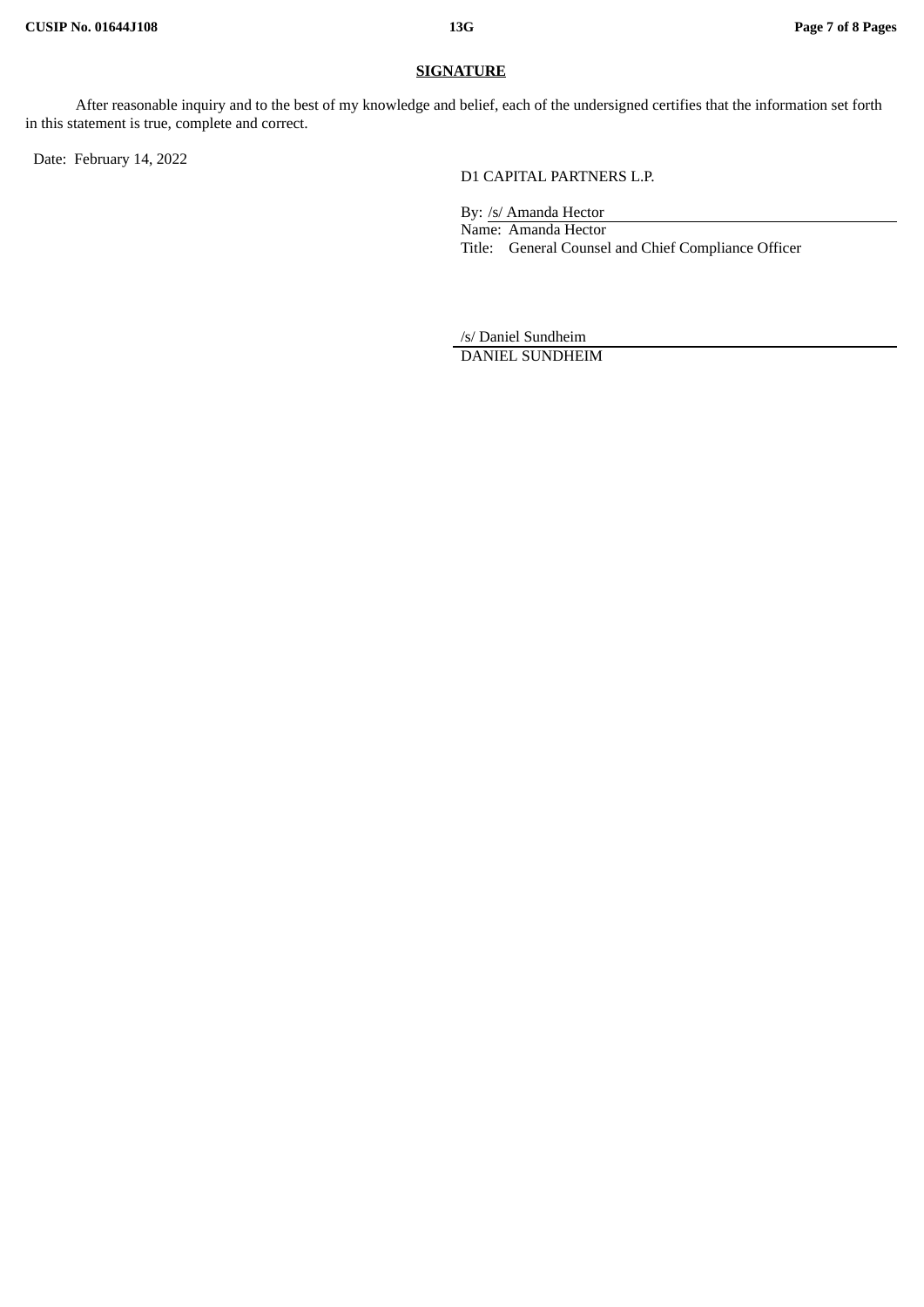**SIGNATURE**

After reasonable inquiry and to the best of my knowledge and belief, each of the undersigned certifies that the information set forth in this statement is true, complete and correct.

Date: February 14, 2022

D1 CAPITAL PARTNERS L.P.

By: /s/ Amanda Hector
Name: Amanda Hector
Title: General Counsel and Chief Compliance Officer

/s/ Daniel Sundheim
DANIEL SUNDHEIM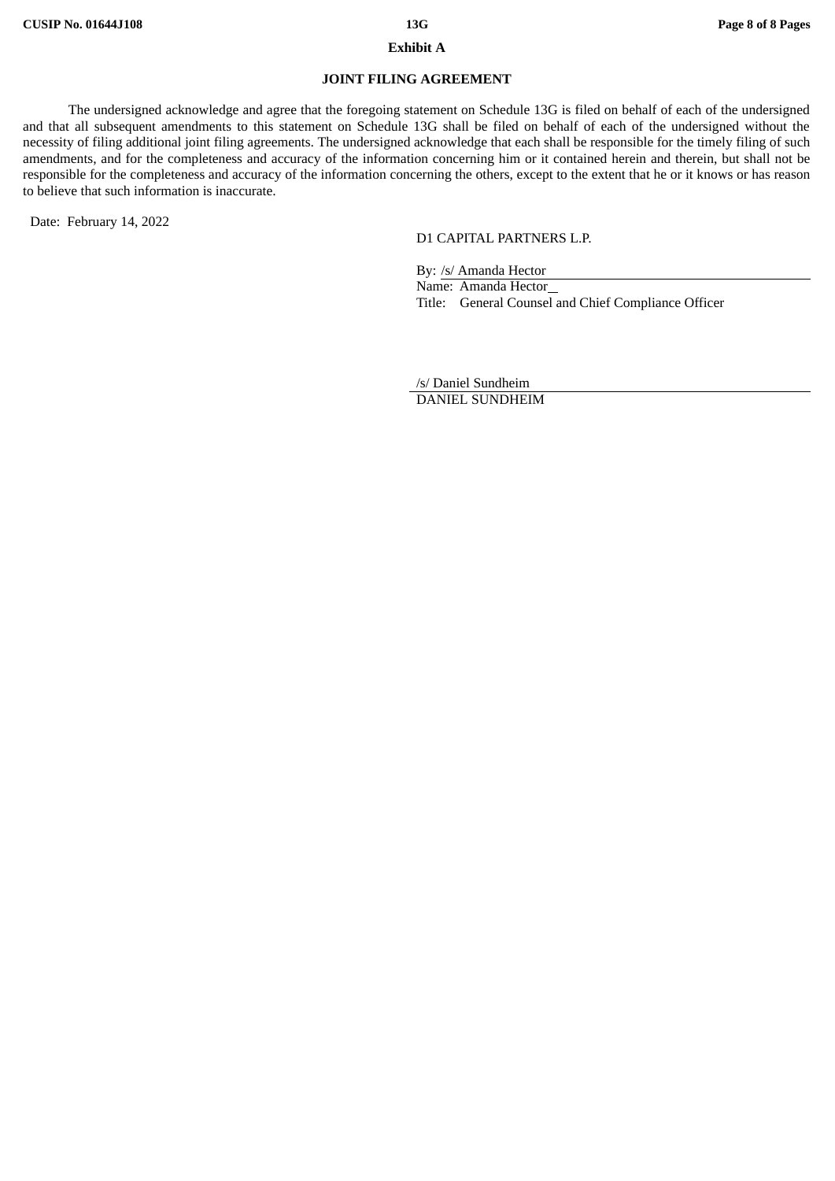**Exhibit A**

**JOINT FILING AGREEMENT**

The undersigned acknowledge and agree that the foregoing statement on Schedule 13G is filed on behalf of each of the undersigned and that all subsequent amendments to this statement on Schedule 13G shall be filed on behalf of each of the undersigned without the necessity of filing additional joint filing agreements. The undersigned acknowledge that each shall be responsible for the timely filing of such amendments, and for the completeness and accuracy of the information concerning him or it contained herein and therein, but shall not be responsible for the completeness and accuracy of the information concerning the others, except to the extent that he or it knows or has reason to believe that such information is inaccurate.

Date: February 14, 2022

D1 CAPITAL PARTNERS L.P.

By: /s/ Amanda Hector
Name: Amanda Hector
Title: General Counsel and Chief Compliance Officer

/s/ Daniel Sundheim
DANIEL SUNDHEIM